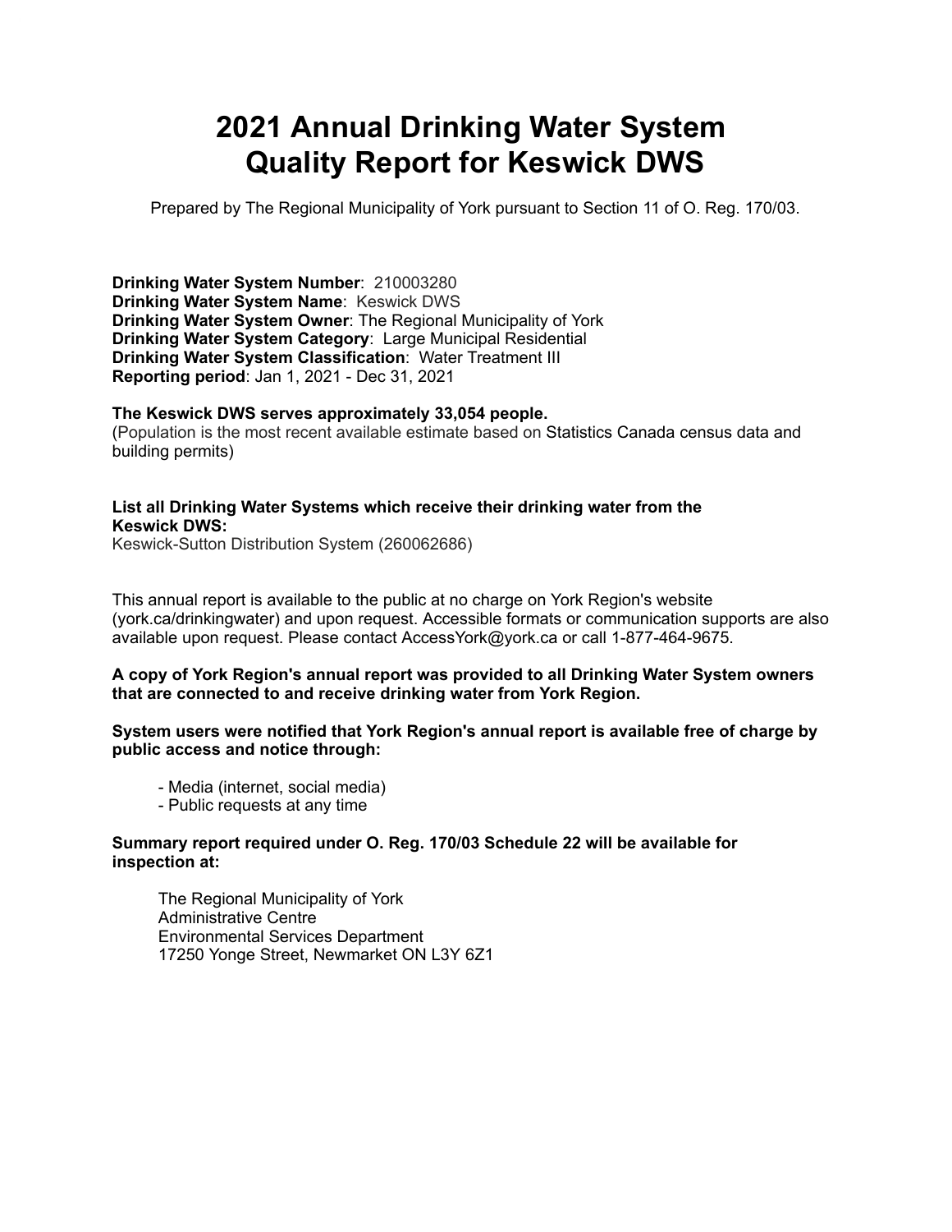# 2021 Annual Drinking Water System Quality Report for Keswick DWS

Prepared by The Regional Municipality of York pursuant to Section 11 of O. Reg. 170/03.

**Drinking Water System Number**: 210003280
**Drinking Water System Name**: Keswick DWS
**Drinking Water System Owner**: The Regional Municipality of York
**Drinking Water System Category**: Large Municipal Residential
**Drinking Water System Classification**: Water Treatment III
**Reporting period**: Jan 1, 2021 - Dec 31, 2021

**The Keswick DWS serves approximately 33,054 people.**
(Population is the most recent available estimate based on Statistics Canada census data and building permits)

**List all Drinking Water Systems which receive their drinking water from the Keswick DWS:**
Keswick-Sutton Distribution System (260062686)

This annual report is available to the public at no charge on York Region's website (york.ca/drinkingwater) and upon request. Accessible formats or communication supports are also available upon request. Please contact AccessYork@york.ca or call 1-877-464-9675.

**A copy of York Region's annual report was provided to all Drinking Water System owners that are connected to and receive drinking water from York Region.**

**System users were notified that York Region's annual report is available free of charge by public access and notice through:**

- Media (internet, social media)
- Public requests at any time

**Summary report required under O. Reg. 170/03 Schedule 22 will be available for inspection at:**

The Regional Municipality of York
Administrative Centre
Environmental Services Department
17250 Yonge Street, Newmarket ON L3Y 6Z1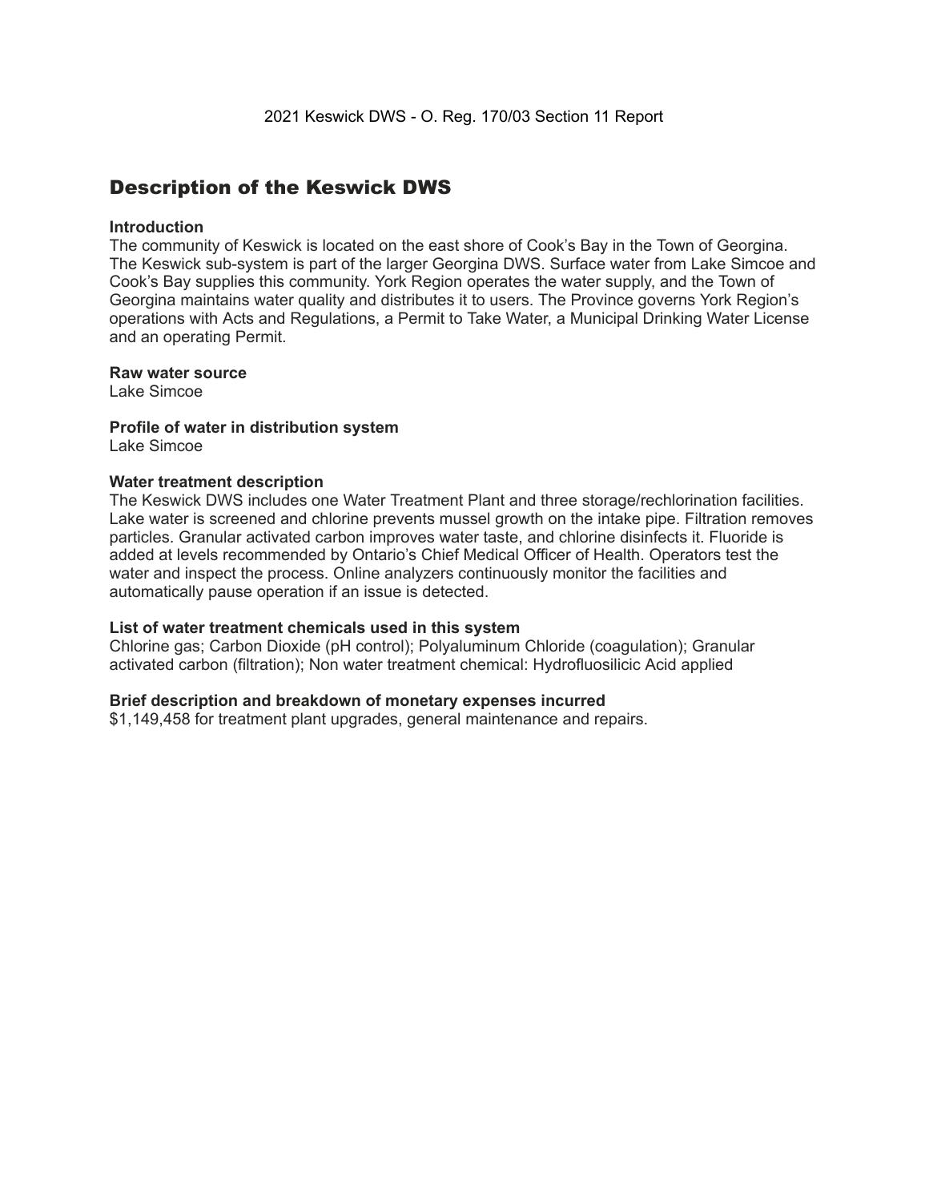## Description of the Keswick DWS

**Introduction**

The community of Keswick is located on the east shore of Cook's Bay in the Town of Georgina. The Keswick sub-system is part of the larger Georgina DWS. Surface water from Lake Simcoe and Cook's Bay supplies this community. York Region operates the water supply, and the Town of Georgina maintains water quality and distributes it to users. The Province governs York Region's operations with Acts and Regulations, a Permit to Take Water, a Municipal Drinking Water License and an operating Permit.

**Raw water source**

Lake Simcoe

**Profile of water in distribution system**

Lake Simcoe

**Water treatment description**

The Keswick DWS includes one Water Treatment Plant and three storage/rechlorination facilities. Lake water is screened and chlorine prevents mussel growth on the intake pipe. Filtration removes particles. Granular activated carbon improves water taste, and chlorine disinfects it. Fluoride is added at levels recommended by Ontario's Chief Medical Officer of Health. Operators test the water and inspect the process. Online analyzers continuously monitor the facilities and automatically pause operation if an issue is detected.

**List of water treatment chemicals used in this system**

Chlorine gas; Carbon Dioxide (pH control); Polyaluminum Chloride (coagulation); Granular activated carbon (filtration); Non water treatment chemical: Hydrofluosilicic Acid applied

**Brief description and breakdown of monetary expenses incurred**

$1,149,458 for treatment plant upgrades, general maintenance and repairs.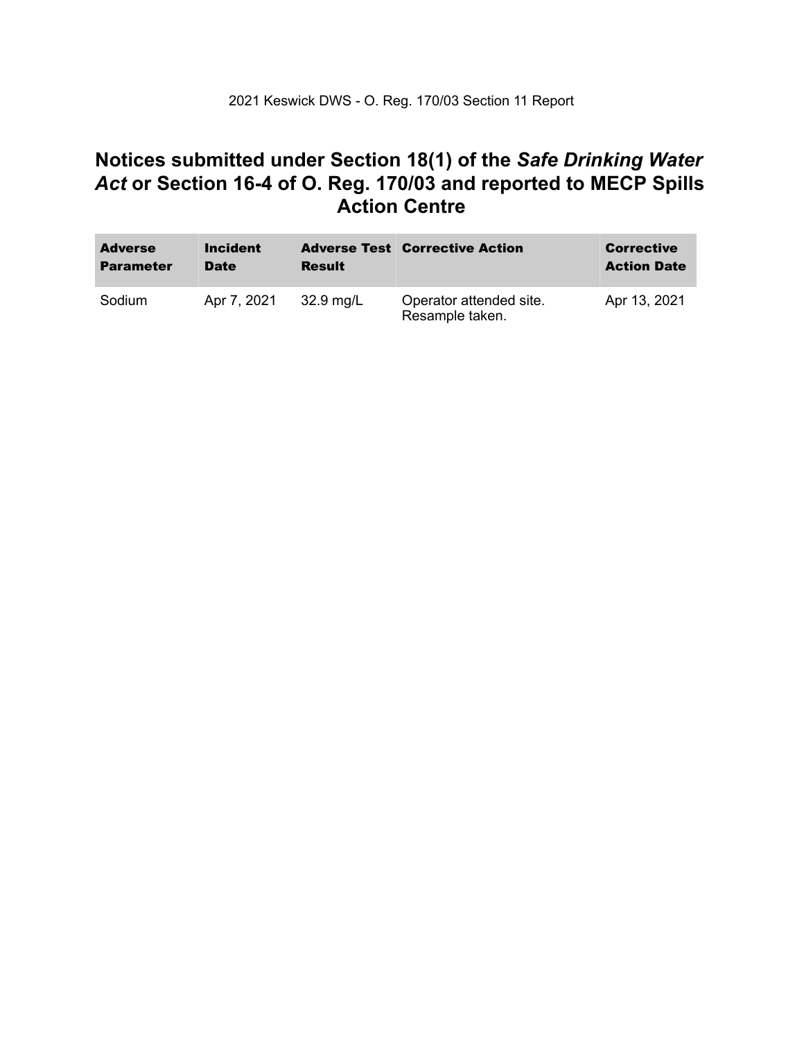## Notices submitted under Section 18(1) of the *Safe Drinking Water Act* or Section 16-4 of O. Reg. 170/03 and reported to MECP Spills Action Centre

| Adverse Parameter | Incident Date | Adverse Test Result | Corrective Action | Corrective Action Date |
|---|---|---|---|---|
| Sodium | Apr 7, 2021 | 32.9 mg/L | Operator attended site. Resample taken. | Apr 13, 2021 |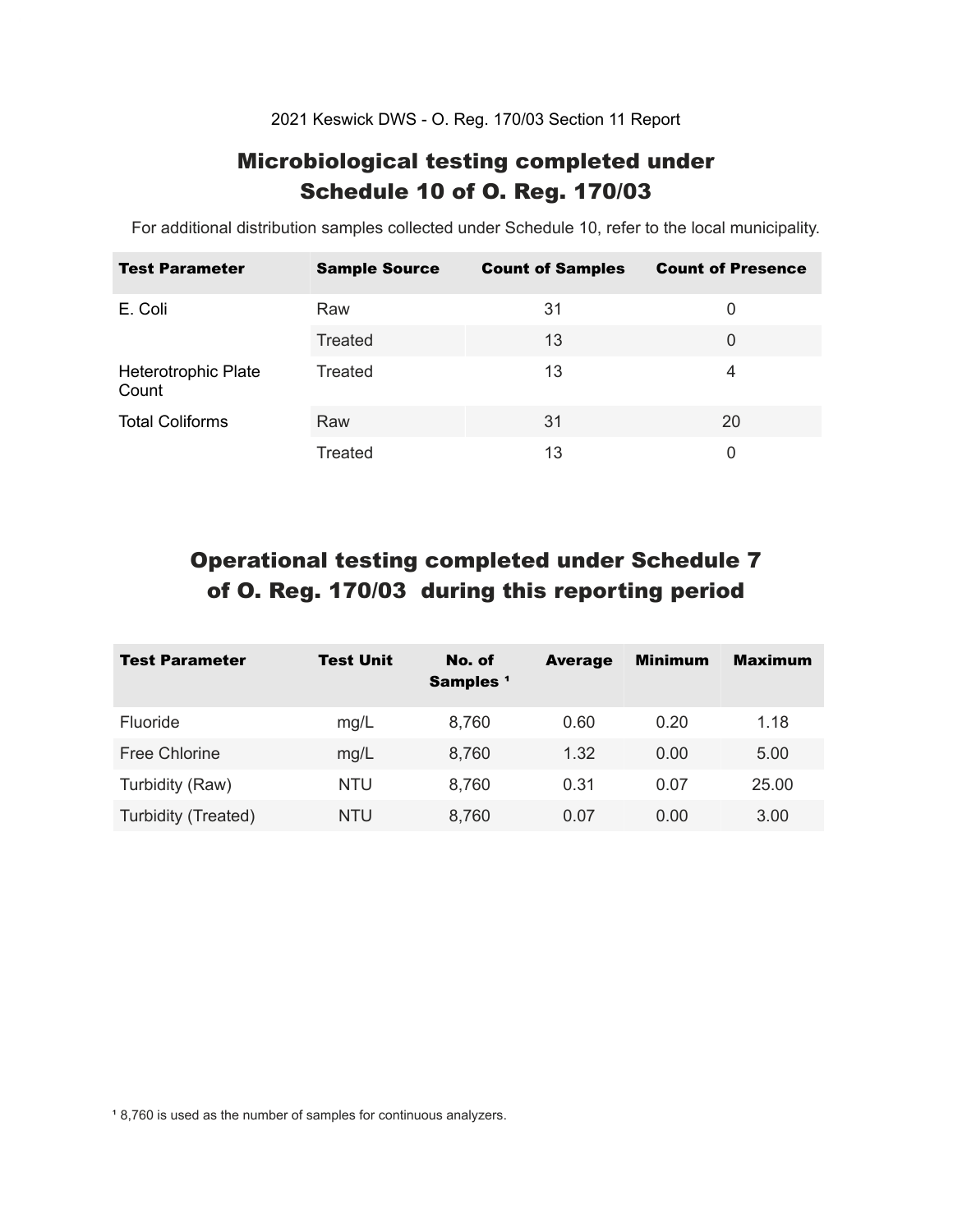2021 Keswick DWS - O. Reg. 170/03 Section 11 Report

## Microbiological testing completed under Schedule 10 of O. Reg. 170/03

For additional distribution samples collected under Schedule 10, refer to the local municipality.

| Test Parameter | Sample Source | Count of Samples | Count of Presence |
|---|---|---|---|
| E. Coli | Raw | 31 | 0 |
| | Treated | 13 | 0 |
| Heterotrophic Plate Count | Treated | 13 | 4 |
| Total Coliforms | Raw | 31 | 20 |
| | Treated | 13 | 0 |

## Operational testing completed under Schedule 7 of O. Reg. 170/03 during this reporting period

| Test Parameter | Test Unit | No. of Samples [1] | Average | Minimum | Maximum |
|---|---|---|---|---|---|
| Fluoride | mg/L | 8,760 | 0.60 | 0.20 | 1.18 |
| Free Chlorine | mg/L | 8,760 | 1.32 | 0.00 | 5.00 |
| Turbidity (Raw) | NTU | 8,760 | 0.31 | 0.07 | 25.00 |
| Turbidity (Treated) | NTU | 8,760 | 0.07 | 0.00 | 3.00 |

[1] 8,760 is used as the number of samples for continuous analyzers.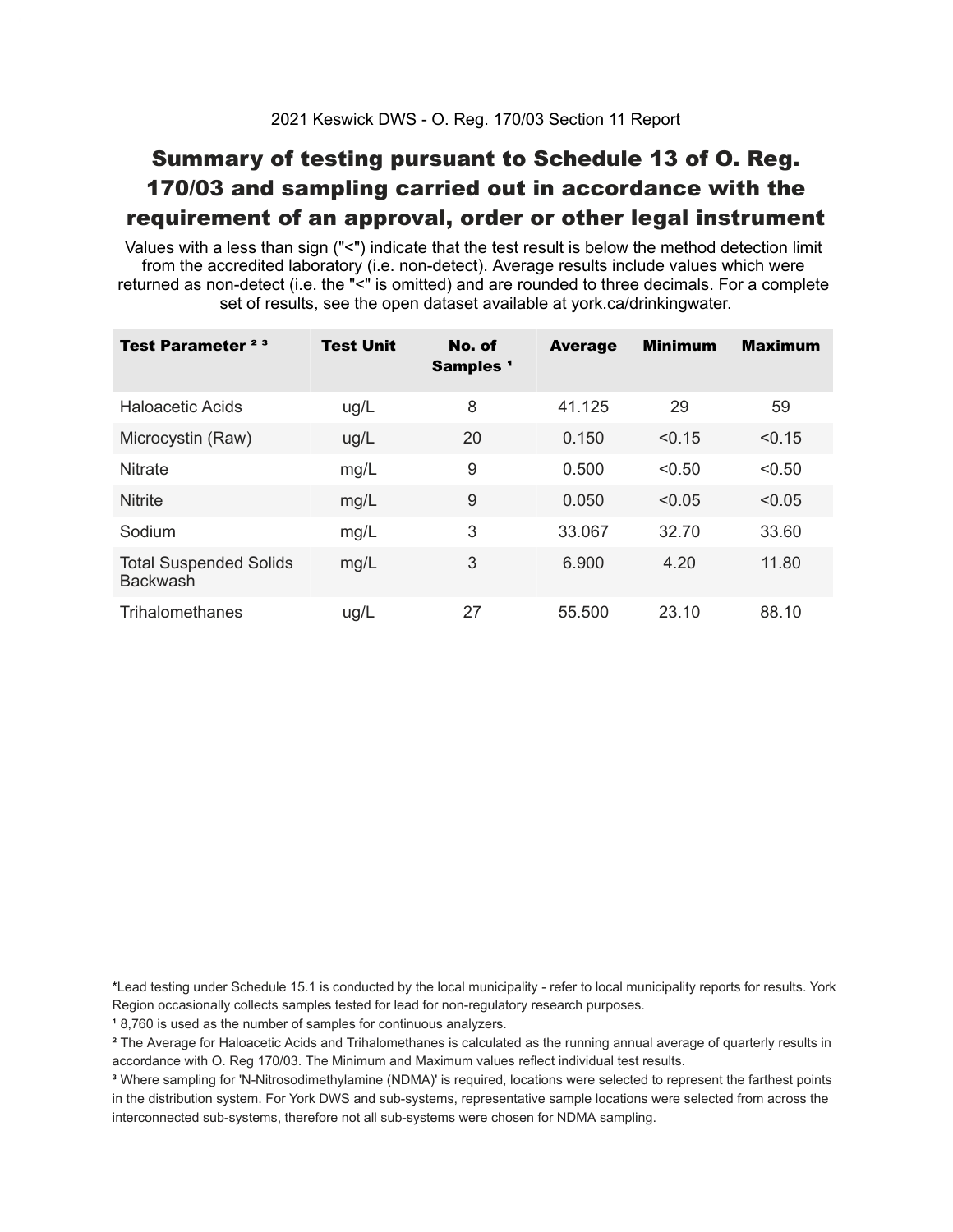2021 Keswick DWS - O. Reg. 170/03 Section 11 Report

# Summary of testing pursuant to Schedule 13 of O. Reg. 170/03 and sampling carried out in accordance with the requirement of an approval, order or other legal instrument

Values with a less than sign ("<") indicate that the test result is below the method detection limit from the accredited laboratory (i.e. non-detect). Average results include values which were returned as non-detect (i.e. the "<" is omitted) and are rounded to three decimals. For a complete set of results, see the open dataset available at york.ca/drinkingwater.

| Test Parameter [2] [3] | Test Unit | No. of Samples [1] | Average | Minimum | Maximum |
|---|---|---|---|---|---|
| Haloacetic Acids | ug/L | 8 | 41.125 | 29 | 59 |
| Microcystin (Raw) | ug/L | 20 | 0.150 | <0.15 | <0.15 |
| Nitrate | mg/L | 9 | 0.500 | <0.50 | <0.50 |
| Nitrite | mg/L | 9 | 0.050 | <0.05 | <0.05 |
| Sodium | mg/L | 3 | 33.067 | 32.70 | 33.60 |
| Total Suspended Solids Backwash | mg/L | 3 | 6.900 | 4.20 | 11.80 |
| Trihalomethanes | ug/L | 27 | 55.500 | 23.10 | 88.10 |

*Lead testing under Schedule 15.1 is conducted by the local municipality - refer to local municipality reports for results. York Region occasionally collects samples tested for lead for non-regulatory research purposes.

[1] 8,760 is used as the number of samples for continuous analyzers.

[2] The Average for Haloacetic Acids and Trihalomethanes is calculated as the running annual average of quarterly results in accordance with O. Reg 170/03. The Minimum and Maximum values reflect individual test results.

[3] Where sampling for 'N-Nitrosodimethylamine (NDMA)' is required, locations were selected to represent the farthest points in the distribution system. For York DWS and sub-systems, representative sample locations were selected from across the interconnected sub-systems, therefore not all sub-systems were chosen for NDMA sampling.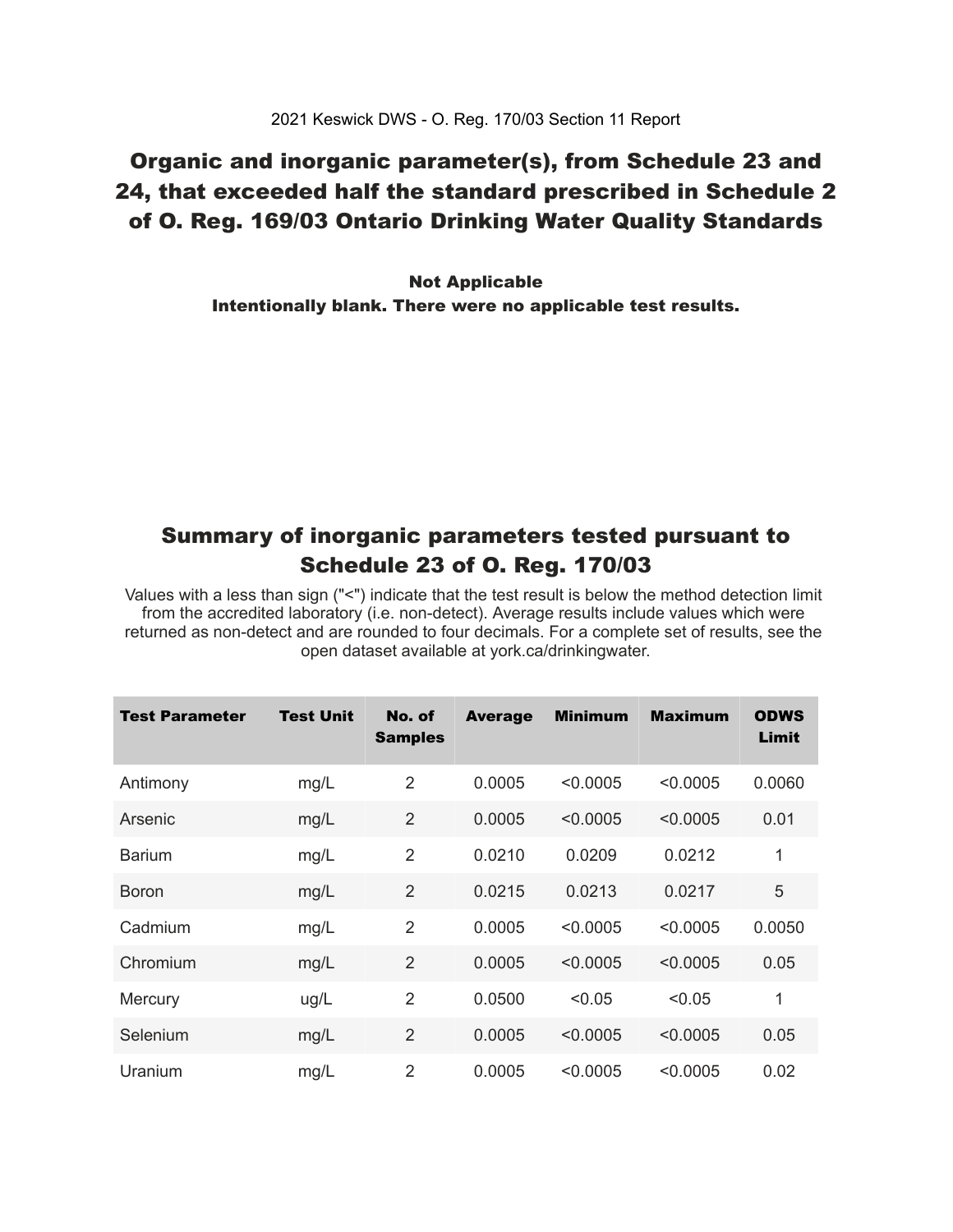2021 Keswick DWS - O. Reg. 170/03 Section 11 Report

## Organic and inorganic parameter(s), from Schedule 23 and 24, that exceeded half the standard prescribed in Schedule 2 of O. Reg. 169/03 Ontario Drinking Water Quality Standards

**Not Applicable**
**Intentionally blank. There were no applicable test results.**

## Summary of inorganic parameters tested pursuant to Schedule 23 of O. Reg. 170/03

Values with a less than sign ("<") indicate that the test result is below the method detection limit from the accredited laboratory (i.e. non-detect). Average results include values which were returned as non-detect and are rounded to four decimals. For a complete set of results, see the open dataset available at york.ca/drinkingwater.

| Test Parameter | Test Unit | No. of Samples | Average | Minimum | Maximum | ODWS Limit |
|---|---|---|---|---|---|---|
| Antimony | mg/L | 2 | 0.0005 | <0.0005 | <0.0005 | 0.0060 |
| Arsenic | mg/L | 2 | 0.0005 | <0.0005 | <0.0005 | 0.01 |
| Barium | mg/L | 2 | 0.0210 | 0.0209 | 0.0212 | 1 |
| Boron | mg/L | 2 | 0.0215 | 0.0213 | 0.0217 | 5 |
| Cadmium | mg/L | 2 | 0.0005 | <0.0005 | <0.0005 | 0.0050 |
| Chromium | mg/L | 2 | 0.0005 | <0.0005 | <0.0005 | 0.05 |
| Mercury | ug/L | 2 | 0.0500 | <0.05 | <0.05 | 1 |
| Selenium | mg/L | 2 | 0.0005 | <0.0005 | <0.0005 | 0.05 |
| Uranium | mg/L | 2 | 0.0005 | <0.0005 | <0.0005 | 0.02 |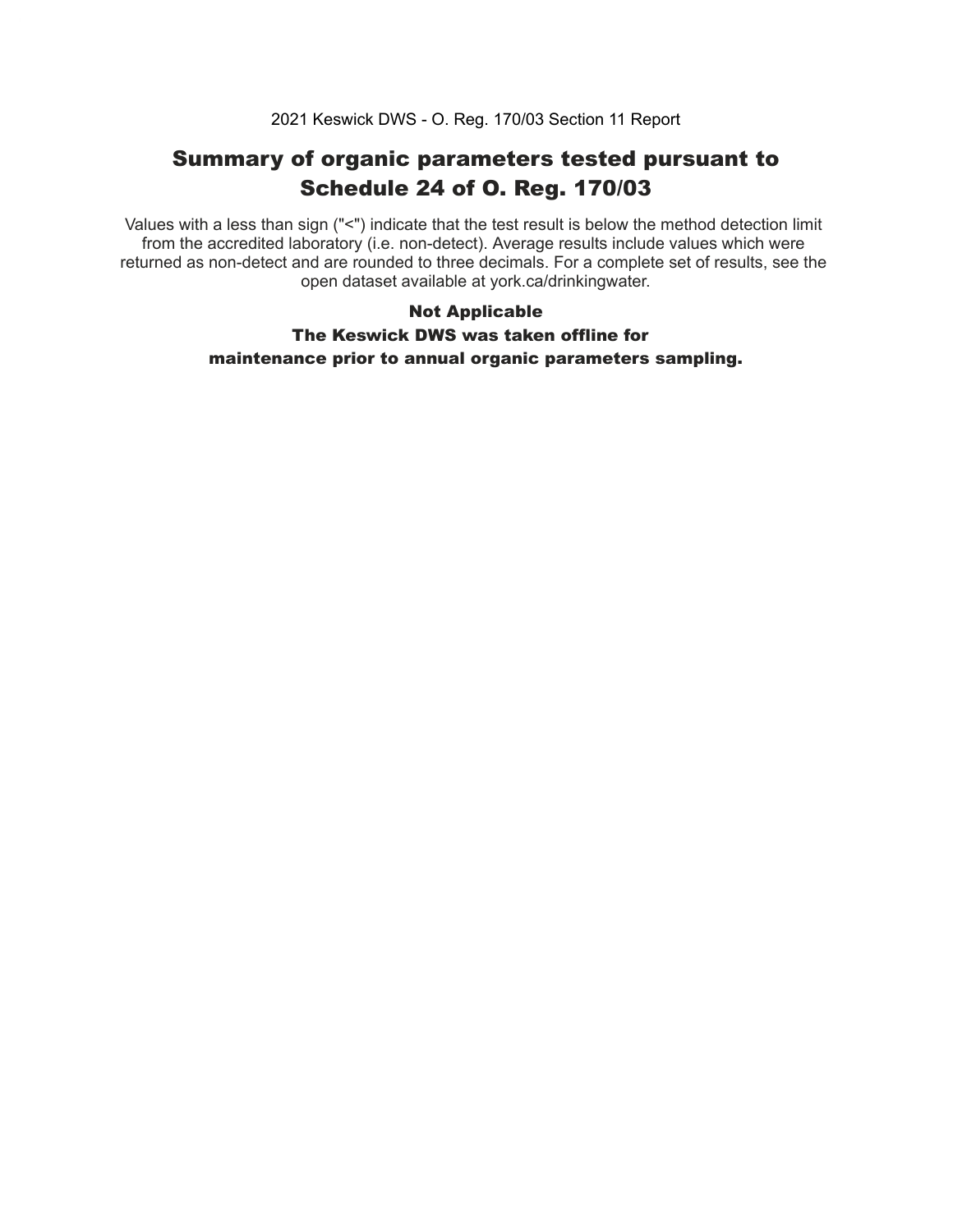2021 Keswick DWS - O. Reg. 170/03 Section 11 Report

# Summary of organic parameters tested pursuant to Schedule 24 of O. Reg. 170/03

Values with a less than sign ("<") indicate that the test result is below the method detection limit from the accredited laboratory (i.e. non-detect). Average results include values which were returned as non-detect and are rounded to three decimals. For a complete set of results, see the open dataset available at york.ca/drinkingwater.

**Not Applicable**

**The Keswick DWS was taken offline for maintenance prior to annual organic parameters sampling.**